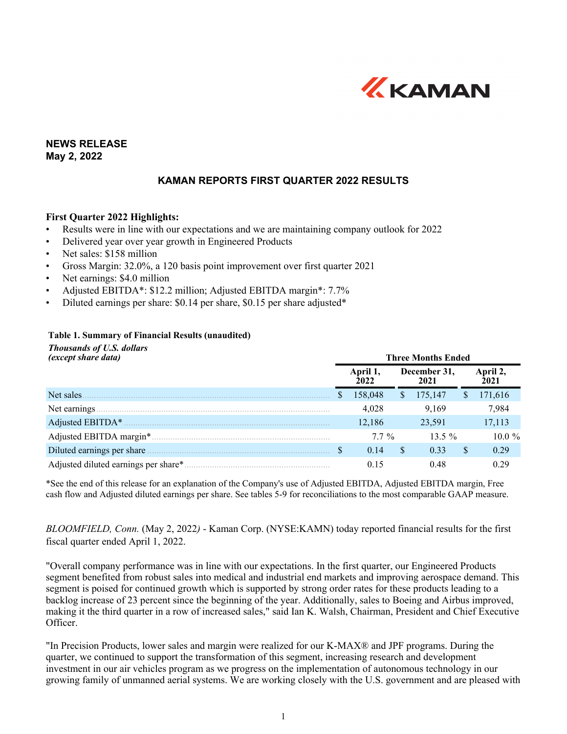KAMAN

**NEWS RELEASE**
**May 2, 2022**

## KAMAN REPORTS FIRST QUARTER 2022 RESULTS

**First Quarter 2022 Highlights:**

- Results were in line with our expectations and we are maintaining company outlook for 2022
- Delivered year over year growth in Engineered Products
- Net sales: $158 million
- Gross Margin: 32.0%, a 120 basis point improvement over first quarter 2021
- Net earnings: $4.0 million
- Adjusted EBITDA*: $12.2 million; Adjusted EBITDA margin*: 7.7%
- Diluted earnings per share: $0.14 per share, $0.15 per share adjusted*

**Table 1. Summary of Financial Results (unaudited)**

***Thousands of U.S. dollars (except share data)***

| | Three Months Ended | | |
|---|---|---|---|
| | April 1, 2022 | December 31, 2021 | April 2, 2021 |
| Net sales | $ 158,048 | $ 175,147 | $ 171,616 |
| Net earnings | 4,028 | 9,169 | 7,984 |
| Adjusted EBITDA* | 12,186 | 23,591 | 17,113 |
| Adjusted EBITDA margin* | 7.7 % | 13.5 % | 10.0 % |
| Diluted earnings per share | $ 0.14 | $ 0.33 | $ 0.29 |
| Adjusted diluted earnings per share* | 0.15 | 0.48 | 0.29 |

*See the end of this release for an explanation of the Company's use of Adjusted EBITDA, Adjusted EBITDA margin, Free cash flow and Adjusted diluted earnings per share. See tables 5-9 for reconciliations to the most comparable GAAP measure.

*BLOOMFIELD, Conn.* (May 2, 2022*)* - Kaman Corp. (NYSE:KAMN) today reported financial results for the first fiscal quarter ended April 1, 2022.

"Overall company performance was in line with our expectations. In the first quarter, our Engineered Products segment benefited from robust sales into medical and industrial end markets and improving aerospace demand. This segment is poised for continued growth which is supported by strong order rates for these products leading to a backlog increase of 23 percent since the beginning of the year. Additionally, sales to Boeing and Airbus improved, making it the third quarter in a row of increased sales," said Ian K. Walsh, Chairman, President and Chief Executive Officer.

"In Precision Products, lower sales and margin were realized for our K-MAX® and JPF programs. During the quarter, we continued to support the transformation of this segment, increasing research and development investment in our air vehicles program as we progress on the implementation of autonomous technology in our growing family of unmanned aerial systems. We are working closely with the U.S. government and are pleased with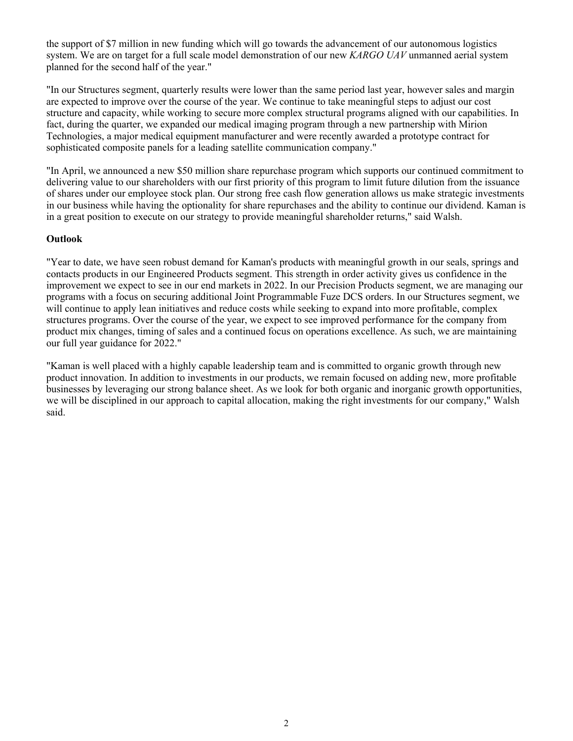the support of $7 million in new funding which will go towards the advancement of our autonomous logistics system. We are on target for a full scale model demonstration of our new *KARGO UAV* unmanned aerial system planned for the second half of the year."

"In our Structures segment, quarterly results were lower than the same period last year, however sales and margin are expected to improve over the course of the year. We continue to take meaningful steps to adjust our cost structure and capacity, while working to secure more complex structural programs aligned with our capabilities. In fact, during the quarter, we expanded our medical imaging program through a new partnership with Mirion Technologies, a major medical equipment manufacturer and were recently awarded a prototype contract for sophisticated composite panels for a leading satellite communication company."

"In April, we announced a new $50 million share repurchase program which supports our continued commitment to delivering value to our shareholders with our first priority of this program to limit future dilution from the issuance of shares under our employee stock plan. Our strong free cash flow generation allows us make strategic investments in our business while having the optionality for share repurchases and the ability to continue our dividend. Kaman is in a great position to execute on our strategy to provide meaningful shareholder returns," said Walsh.

**Outlook**

"Year to date, we have seen robust demand for Kaman's products with meaningful growth in our seals, springs and contacts products in our Engineered Products segment. This strength in order activity gives us confidence in the improvement we expect to see in our end markets in 2022. In our Precision Products segment, we are managing our programs with a focus on securing additional Joint Programmable Fuze DCS orders. In our Structures segment, we will continue to apply lean initiatives and reduce costs while seeking to expand into more profitable, complex structures programs. Over the course of the year, we expect to see improved performance for the company from product mix changes, timing of sales and a continued focus on operations excellence. As such, we are maintaining our full year guidance for 2022."

"Kaman is well placed with a highly capable leadership team and is committed to organic growth through new product innovation. In addition to investments in our products, we remain focused on adding new, more profitable businesses by leveraging our strong balance sheet. As we look for both organic and inorganic growth opportunities, we will be disciplined in our approach to capital allocation, making the right investments for our company," Walsh said.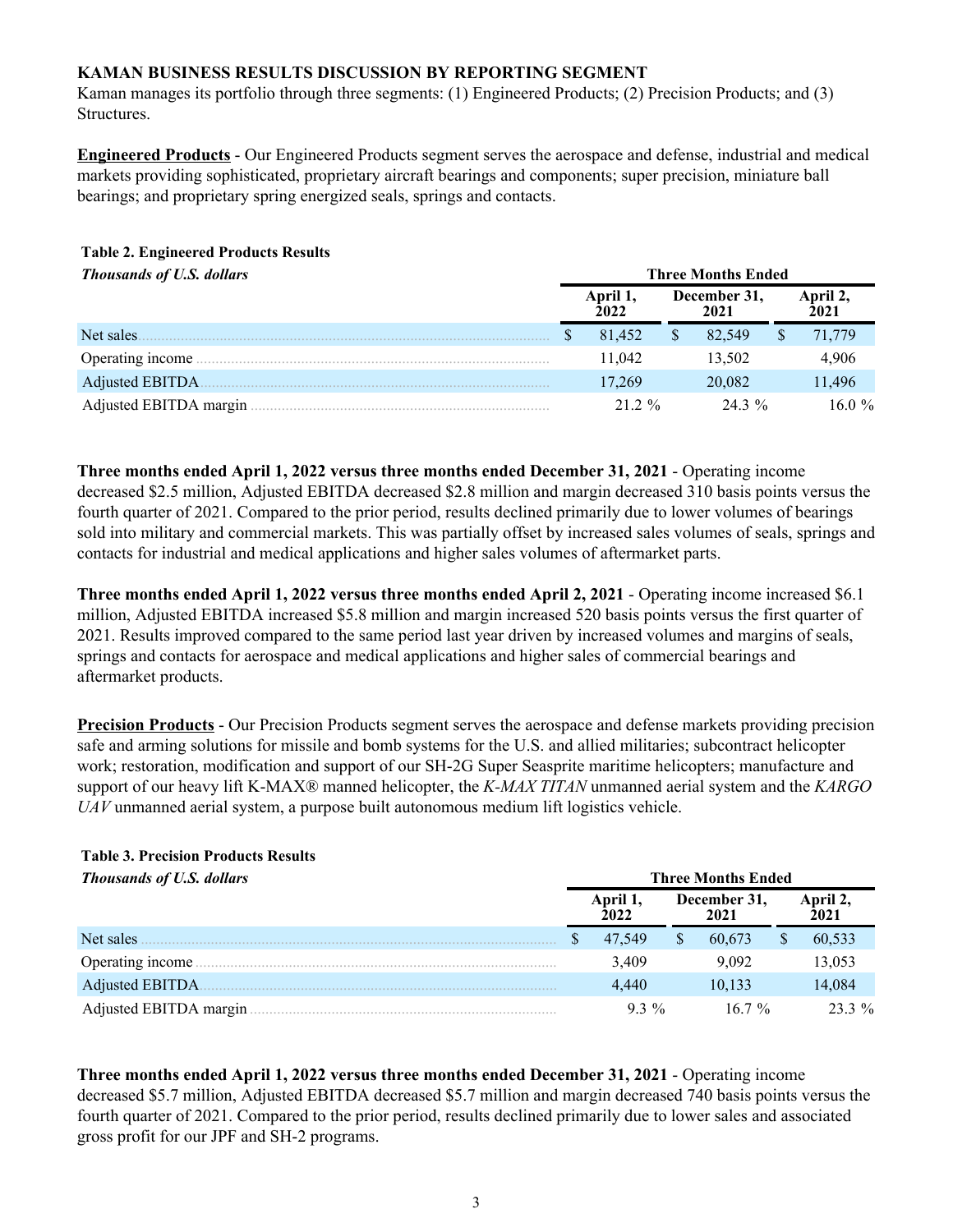**KAMAN BUSINESS RESULTS DISCUSSION BY REPORTING SEGMENT**

Kaman manages its portfolio through three segments: (1) Engineered Products; (2) Precision Products; and (3) Structures.

**Engineered Products** - Our Engineered Products segment serves the aerospace and defense, industrial and medical markets providing sophisticated, proprietary aircraft bearings and components; super precision, miniature ball bearings; and proprietary spring energized seals, springs and contacts.

**Table 2. Engineered Products Results**

| *Thousands of U.S. dollars* | Three Months Ended | | |
|---|---|---|---|
| | April 1, 2022 | December 31, 2021 | April 2, 2021 |
| Net sales | $ 81,452 | $ 82,549 | $ 71,779 |
| Operating income | 11,042 | 13,502 | 4,906 |
| Adjusted EBITDA | 17,269 | 20,082 | 11,496 |
| Adjusted EBITDA margin | 21.2 % | 24.3 % | 16.0 % |

**Three months ended April 1, 2022 versus three months ended December 31, 2021** - Operating income decreased $2.5 million, Adjusted EBITDA decreased $2.8 million and margin decreased 310 basis points versus the fourth quarter of 2021. Compared to the prior period, results declined primarily due to lower volumes of bearings sold into military and commercial markets. This was partially offset by increased sales volumes of seals, springs and contacts for industrial and medical applications and higher sales volumes of aftermarket parts.

**Three months ended April 1, 2022 versus three months ended April 2, 2021** - Operating income increased $6.1 million, Adjusted EBITDA increased $5.8 million and margin increased 520 basis points versus the first quarter of 2021. Results improved compared to the same period last year driven by increased volumes and margins of seals, springs and contacts for aerospace and medical applications and higher sales of commercial bearings and aftermarket products.

**Precision Products** - Our Precision Products segment serves the aerospace and defense markets providing precision safe and arming solutions for missile and bomb systems for the U.S. and allied militaries; subcontract helicopter work; restoration, modification and support of our SH-2G Super Seasprite maritime helicopters; manufacture and support of our heavy lift K-MAX® manned helicopter, the *K-MAX TITAN* unmanned aerial system and the *KARGO UAV* unmanned aerial system, a purpose built autonomous medium lift logistics vehicle.

**Table 3. Precision Products Results**

| *Thousands of U.S. dollars* | Three Months Ended | | |
|---|---|---|---|
| | April 1, 2022 | December 31, 2021 | April 2, 2021 |
| Net sales | $ 47,549 | $ 60,673 | $ 60,533 |
| Operating income | 3,409 | 9,092 | 13,053 |
| Adjusted EBITDA | 4,440 | 10,133 | 14,084 |
| Adjusted EBITDA margin | 9.3 % | 16.7 % | 23.3 % |

**Three months ended April 1, 2022 versus three months ended December 31, 2021** - Operating income decreased $5.7 million, Adjusted EBITDA decreased $5.7 million and margin decreased 740 basis points versus the fourth quarter of 2021. Compared to the prior period, results declined primarily due to lower sales and associated gross profit for our JPF and SH-2 programs.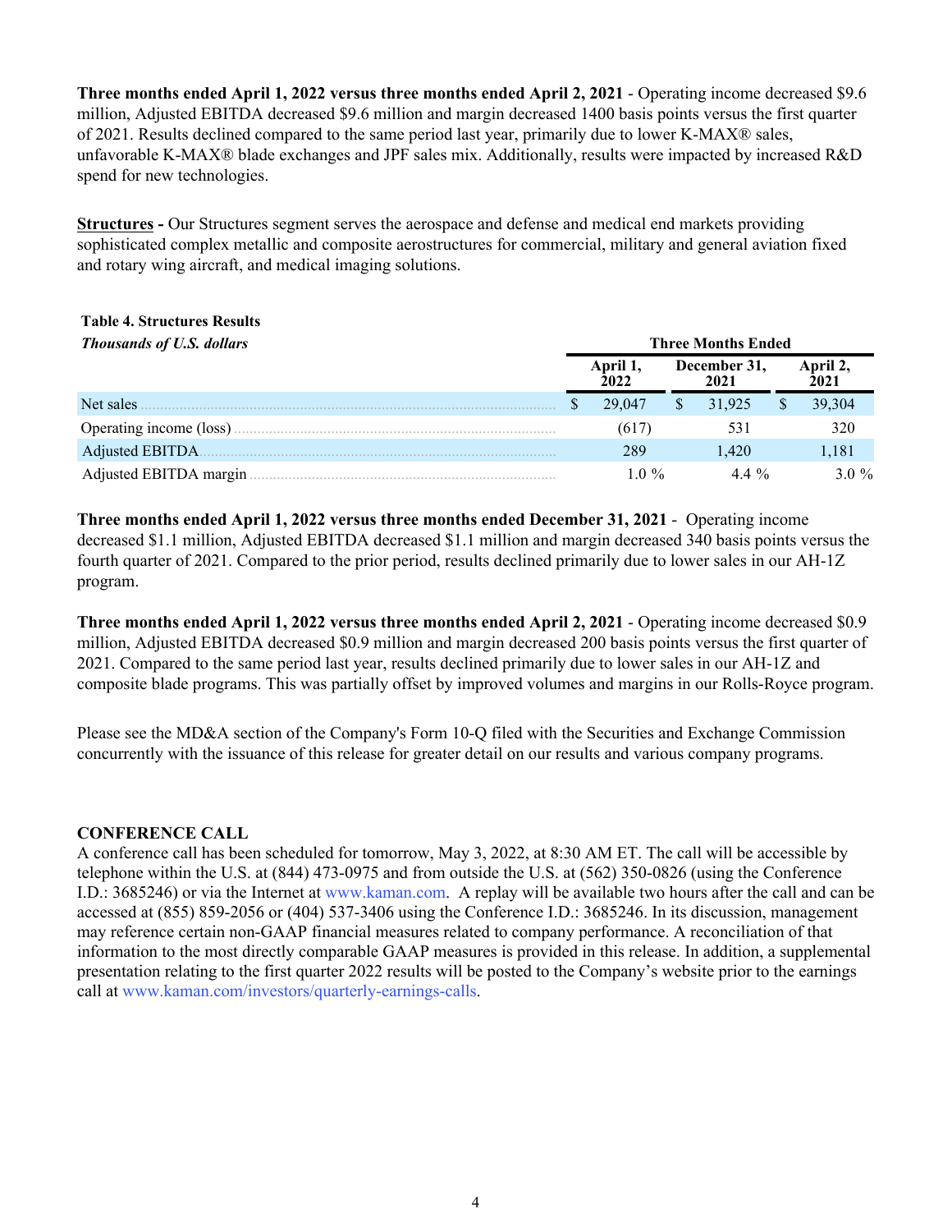**Three months ended April 1, 2022 versus three months ended April 2, 2021** - Operating income decreased $9.6 million, Adjusted EBITDA decreased $9.6 million and margin decreased 1400 basis points versus the first quarter of 2021. Results declined compared to the same period last year, primarily due to lower K-MAX® sales, unfavorable K-MAX® blade exchanges and JPF sales mix. Additionally, results were impacted by increased R&D spend for new technologies.

**Structures -** Our Structures segment serves the aerospace and defense and medical end markets providing sophisticated complex metallic and composite aerostructures for commercial, military and general aviation fixed and rotary wing aircraft, and medical imaging solutions.

**Table 4. Structures Results**
***Thousands of U.S. dollars***

| | Three Months Ended | | |
|---|---|---|---|
| | April 1, 2022 | December 31, 2021 | April 2, 2021 |
| Net sales | $ 29,047 | $ 31,925 | $ 39,304 |
| Operating income (loss) | (617) | 531 | 320 |
| Adjusted EBITDA | 289 | 1,420 | 1,181 |
| Adjusted EBITDA margin | 1.0 % | 4.4 % | 3.0 % |

**Three months ended April 1, 2022 versus three months ended December 31, 2021** - Operating income decreased $1.1 million, Adjusted EBITDA decreased $1.1 million and margin decreased 340 basis points versus the fourth quarter of 2021. Compared to the prior period, results declined primarily due to lower sales in our AH-1Z program.

**Three months ended April 1, 2022 versus three months ended April 2, 2021** - Operating income decreased $0.9 million, Adjusted EBITDA decreased $0.9 million and margin decreased 200 basis points versus the first quarter of 2021. Compared to the same period last year, results declined primarily due to lower sales in our AH-1Z and composite blade programs. This was partially offset by improved volumes and margins in our Rolls-Royce program.

Please see the MD&A section of the Company's Form 10-Q filed with the Securities and Exchange Commission concurrently with the issuance of this release for greater detail on our results and various company programs.

**CONFERENCE CALL**
A conference call has been scheduled for tomorrow, May 3, 2022, at 8:30 AM ET. The call will be accessible by telephone within the U.S. at (844) 473-0975 and from outside the U.S. at (562) 350-0826 (using the Conference I.D.: 3685246) or via the Internet at www.kaman.com. A replay will be available two hours after the call and can be accessed at (855) 859-2056 or (404) 537-3406 using the Conference I.D.: 3685246. In its discussion, management may reference certain non-GAAP financial measures related to company performance. A reconciliation of that information to the most directly comparable GAAP measures is provided in this release. In addition, a supplemental presentation relating to the first quarter 2022 results will be posted to the Company's website prior to the earnings call at www.kaman.com/investors/quarterly-earnings-calls.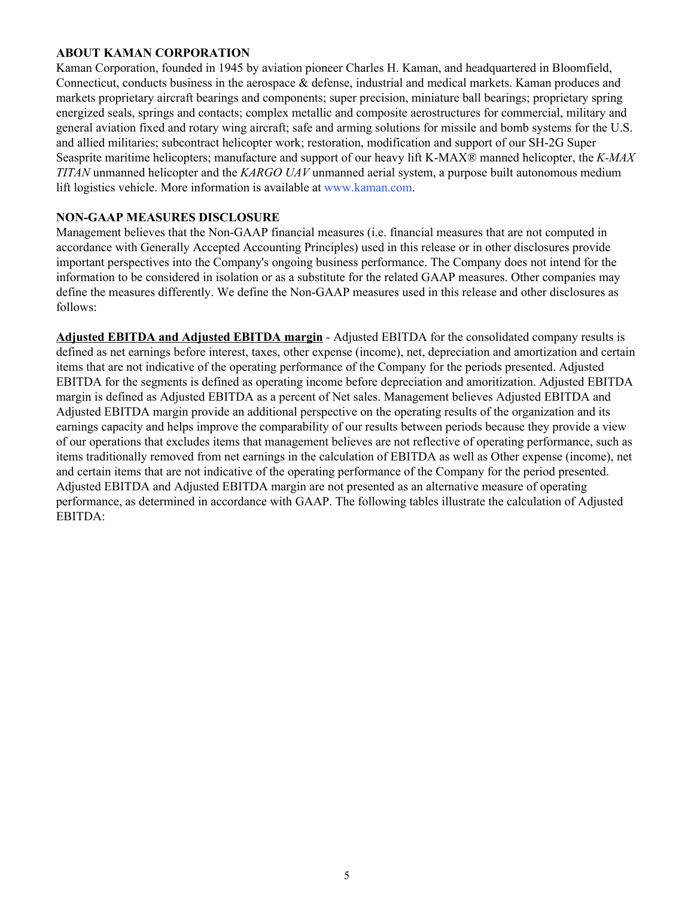**ABOUT KAMAN CORPORATION**

Kaman Corporation, founded in 1945 by aviation pioneer Charles H. Kaman, and headquartered in Bloomfield, Connecticut, conducts business in the aerospace & defense, industrial and medical markets. Kaman produces and markets proprietary aircraft bearings and components; super precision, miniature ball bearings; proprietary spring energized seals, springs and contacts; complex metallic and composite aerostructures for commercial, military and general aviation fixed and rotary wing aircraft; safe and arming solutions for missile and bomb systems for the U.S. and allied militaries; subcontract helicopter work; restoration, modification and support of our SH-2G Super Seasprite maritime helicopters; manufacture and support of our heavy lift K-MAX® manned helicopter, the *K-MAX TITAN* unmanned helicopter and the *KARGO UAV* unmanned aerial system, a purpose built autonomous medium lift logistics vehicle. More information is available at www.kaman.com.

**NON-GAAP MEASURES DISCLOSURE**

Management believes that the Non-GAAP financial measures (i.e. financial measures that are not computed in accordance with Generally Accepted Accounting Principles) used in this release or in other disclosures provide important perspectives into the Company's ongoing business performance. The Company does not intend for the information to be considered in isolation or as a substitute for the related GAAP measures. Other companies may define the measures differently. We define the Non-GAAP measures used in this release and other disclosures as follows:

**Adjusted EBITDA and Adjusted EBITDA margin** - Adjusted EBITDA for the consolidated company results is defined as net earnings before interest, taxes, other expense (income), net, depreciation and amortization and certain items that are not indicative of the operating performance of the Company for the periods presented. Adjusted EBITDA for the segments is defined as operating income before depreciation and amoritization. Adjusted EBITDA margin is defined as Adjusted EBITDA as a percent of Net sales. Management believes Adjusted EBITDA and Adjusted EBITDA margin provide an additional perspective on the operating results of the organization and its earnings capacity and helps improve the comparability of our results between periods because they provide a view of our operations that excludes items that management believes are not reflective of operating performance, such as items traditionally removed from net earnings in the calculation of EBITDA as well as Other expense (income), net and certain items that are not indicative of the operating performance of the Company for the period presented. Adjusted EBITDA and Adjusted EBITDA margin are not presented as an alternative measure of operating performance, as determined in accordance with GAAP. The following tables illustrate the calculation of Adjusted EBITDA: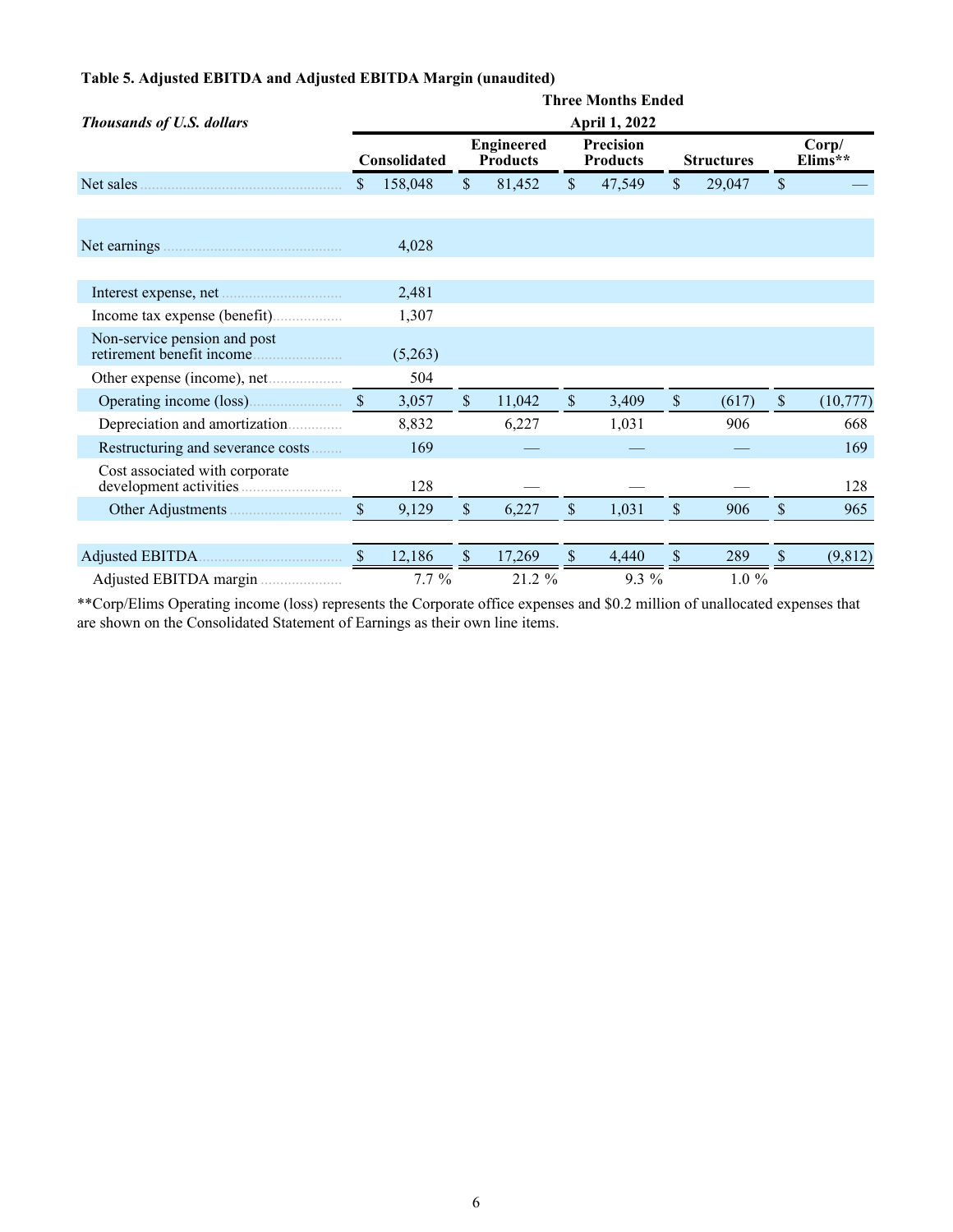**Table 5. Adjusted EBITDA and Adjusted EBITDA Margin (unaudited)**

| *Thousands of U.S. dollars* | Three Months Ended April 1, 2022 | | | | |
|---|---|---|---|---|---|
| | Consolidated | Engineered Products | Precision Products | Structures | Corp/ Elims** |
| Net sales | $ 158,048 | $ 81,452 | $ 47,549 | $ 29,047 | $ — |
| | | | | | |
| Net earnings | 4,028 | | | | |
| | | | | | |
| Interest expense, net | 2,481 | | | | |
| Income tax expense (benefit) | 1,307 | | | | |
| Non-service pension and post retirement benefit income | (5,263) | | | | |
| Other expense (income), net | 504 | | | | |
| Operating income (loss) | $ 3,057 | $ 11,042 | $ 3,409 | $ (617) | $ (10,777) |
| Depreciation and amortization | 8,832 | 6,227 | 1,031 | 906 | 668 |
| Restructuring and severance costs | 169 | — | — | — | 169 |
| Cost associated with corporate development activities | 128 | — | — | — | 128 |
| Other Adjustments | $ 9,129 | $ 6,227 | $ 1,031 | $ 906 | $ 965 |
| | | | | | |
| Adjusted EBITDA | $ 12,186 | $ 17,269 | $ 4,440 | $ 289 | $ (9,812) |
| Adjusted EBITDA margin | 7.7 % | 21.2 % | 9.3 % | 1.0 % | |

**Corp/Elims Operating income (loss) represents the Corporate office expenses and $0.2 million of unallocated expenses that are shown on the Consolidated Statement of Earnings as their own line items.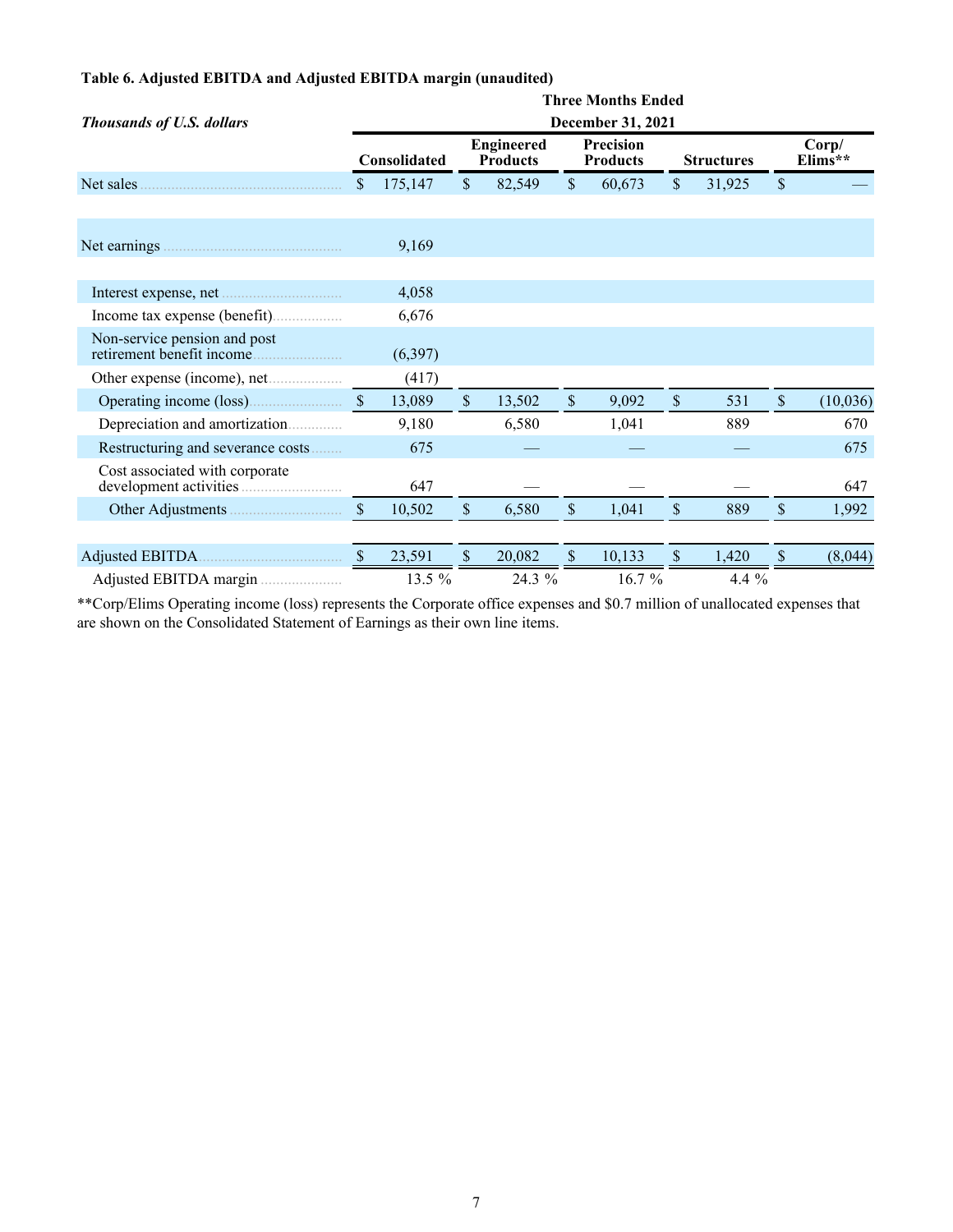**Table 6. Adjusted EBITDA and Adjusted EBITDA margin (unaudited)**

| *Thousands of U.S. dollars* | Three Months Ended December 31, 2021 | | | | |
|---|---|---|---|---|---|
| | Consolidated | Engineered Products | Precision Products | Structures | Corp/ Elims** |
| Net sales | $ 175,147 | $ 82,549 | $ 60,673 | $ 31,925 | $ — |
| | | | | | |
| Net earnings | 9,169 | | | | |
| | | | | | |
| Interest expense, net | 4,058 | | | | |
| Income tax expense (benefit) | 6,676 | | | | |
| Non-service pension and post retirement benefit income | (6,397) | | | | |
| Other expense (income), net | (417) | | | | |
| Operating income (loss) | $ 13,089 | $ 13,502 | $ 9,092 | $ 531 | $ (10,036) |
| Depreciation and amortization | 9,180 | 6,580 | 1,041 | 889 | 670 |
| Restructuring and severance costs | 675 | — | — | — | 675 |
| Cost associated with corporate development activities | 647 | — | — | — | 647 |
| Other Adjustments | $ 10,502 | $ 6,580 | $ 1,041 | $ 889 | $ 1,992 |
| | | | | | |
| Adjusted EBITDA | $ 23,591 | $ 20,082 | $ 10,133 | $ 1,420 | $ (8,044) |
| Adjusted EBITDA margin | 13.5 % | 24.3 % | 16.7 % | 4.4 % | |

**Corp/Elims Operating income (loss) represents the Corporate office expenses and $0.7 million of unallocated expenses that are shown on the Consolidated Statement of Earnings as their own line items.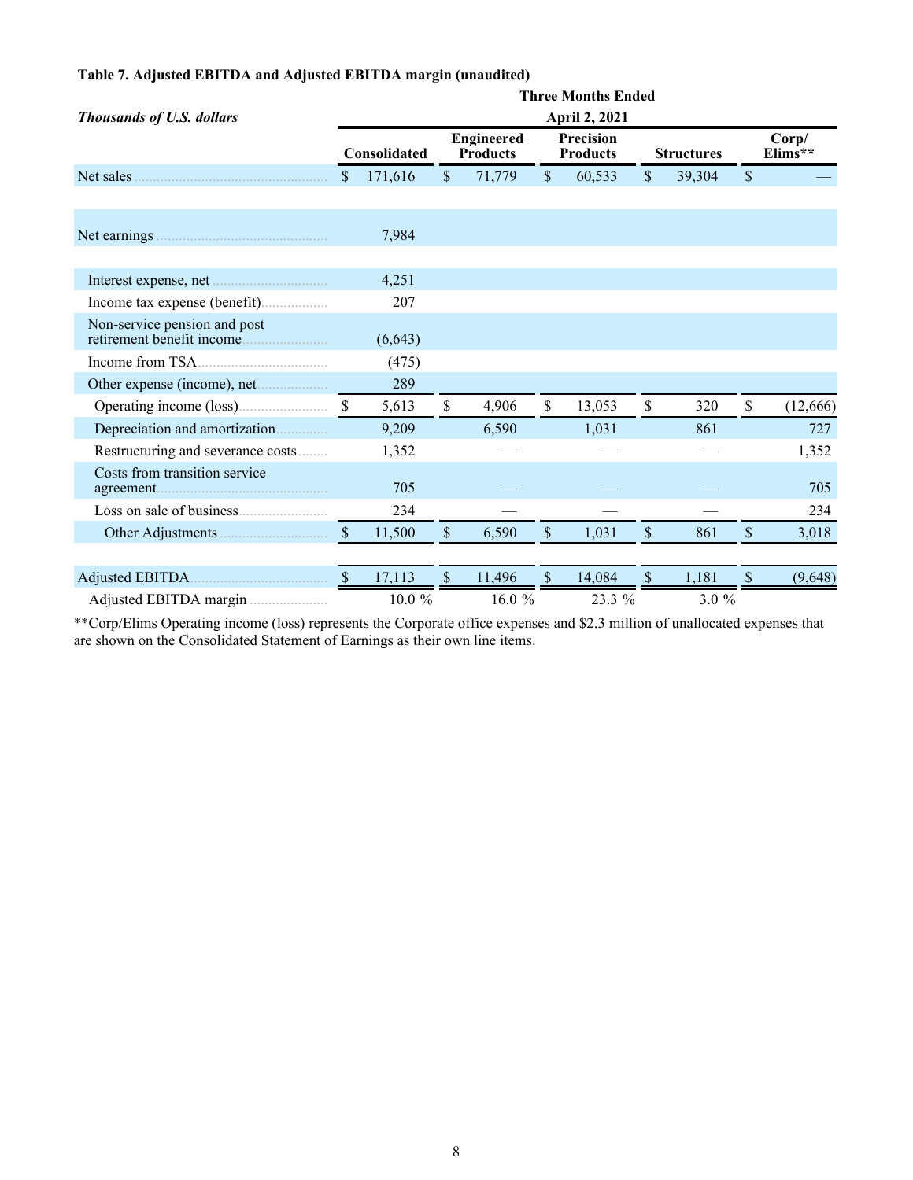**Table 7. Adjusted EBITDA and Adjusted EBITDA margin (unaudited)**

| *Thousands of U.S. dollars* | Three Months Ended April 2, 2021 | | | | |
|---|---|---|---|---|---|
| | Consolidated | Engineered Products | Precision Products | Structures | Corp/ Elims** |
| Net sales | $ 171,616 | $ 71,779 | $ 60,533 | $ 39,304 | $ — |
| | | | | | |
| Net earnings | 7,984 | | | | |
| | | | | | |
| Interest expense, net | 4,251 | | | | |
| Income tax expense (benefit) | 207 | | | | |
| Non-service pension and post retirement benefit income | (6,643) | | | | |
| Income from TSA | (475) | | | | |
| Other expense (income), net | 289 | | | | |
| Operating income (loss) | $ 5,613 | $ 4,906 | $ 13,053 | $ 320 | $ (12,666) |
| Depreciation and amortization | 9,209 | 6,590 | 1,031 | 861 | 727 |
| Restructuring and severance costs | 1,352 | — | — | — | 1,352 |
| Costs from transition service agreement | 705 | — | — | — | 705 |
| Loss on sale of business | 234 | — | — | — | 234 |
| Other Adjustments | $ 11,500 | $ 6,590 | $ 1,031 | $ 861 | $ 3,018 |
| | | | | | |
| Adjusted EBITDA | $ 17,113 | $ 11,496 | $ 14,084 | $ 1,181 | $ (9,648) |
| Adjusted EBITDA margin | 10.0 % | 16.0 % | 23.3 % | 3.0 % | |

**Corp/Elims Operating income (loss) represents the Corporate office expenses and $2.3 million of unallocated expenses that are shown on the Consolidated Statement of Earnings as their own line items.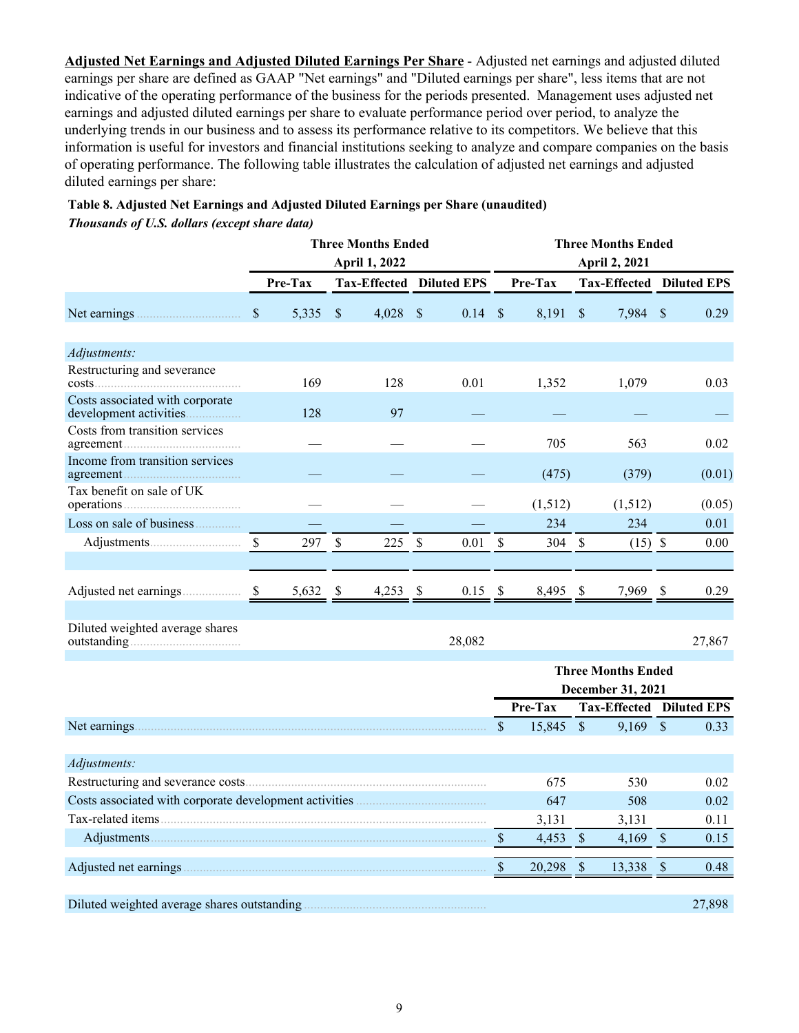**Adjusted Net Earnings and Adjusted Diluted Earnings Per Share** - Adjusted net earnings and adjusted diluted earnings per share are defined as GAAP "Net earnings" and "Diluted earnings per share", less items that are not indicative of the operating performance of the business for the periods presented. Management uses adjusted net earnings and adjusted diluted earnings per share to evaluate performance period over period, to analyze the underlying trends in our business and to assess its performance relative to its competitors. We believe that this information is useful for investors and financial institutions seeking to analyze and compare companies on the basis of operating performance. The following table illustrates the calculation of adjusted net earnings and adjusted diluted earnings per share:

**Table 8. Adjusted Net Earnings and Adjusted Diluted Earnings per Share (unaudited)**

***Thousands of U.S. dollars (except share data)***

| | Three Months Ended April 1, 2022 | | | Three Months Ended April 2, 2021 | | |
|---|---|---|---|---|---|---|
| | Pre-Tax | Tax-Effected | Diluted EPS | Pre-Tax | Tax-Effected | Diluted EPS |
| Net earnings | $ 5,335 | $ 4,028 | $ 0.14 | $ 8,191 | $ 7,984 | $ 0.29 |
| *Adjustments:* | | | | | | |
| Restructuring and severance costs | 169 | 128 | 0.01 | 1,352 | 1,079 | 0.03 |
| Costs associated with corporate development activities | 128 | 97 | — | — | — | — |
| Costs from transition services agreement | — | — | — | 705 | 563 | 0.02 |
| Income from transition services agreement | — | — | — | (475) | (379) | (0.01) |
| Tax benefit on sale of UK operations | — | — | — | (1,512) | (1,512) | (0.05) |
| Loss on sale of business | — | — | — | 234 | 234 | 0.01 |
| Adjustments | $ 297 | $ 225 | $ 0.01 | $ 304 | $ (15) | $ 0.00 |
| Adjusted net earnings | $ 5,632 | $ 4,253 | $ 0.15 | $ 8,495 | $ 7,969 | $ 0.29 |
| Diluted weighted average shares outstanding | | | 28,082 | | | 27,867 |

| | Three Months Ended December 31, 2021 | | |
|---|---|---|---|
| | Pre-Tax | Tax-Effected | Diluted EPS |
| Net earnings | $ 15,845 | $ 9,169 | $ 0.33 |
| *Adjustments:* | | | |
| Restructuring and severance costs | 675 | 530 | 0.02 |
| Costs associated with corporate development activities | 647 | 508 | 0.02 |
| Tax-related items | 3,131 | 3,131 | 0.11 |
| Adjustments | $ 4,453 | $ 4,169 | $ 0.15 |
| Adjusted net earnings | $ 20,298 | $ 13,338 | $ 0.48 |
| Diluted weighted average shares outstanding | | | 27,898 |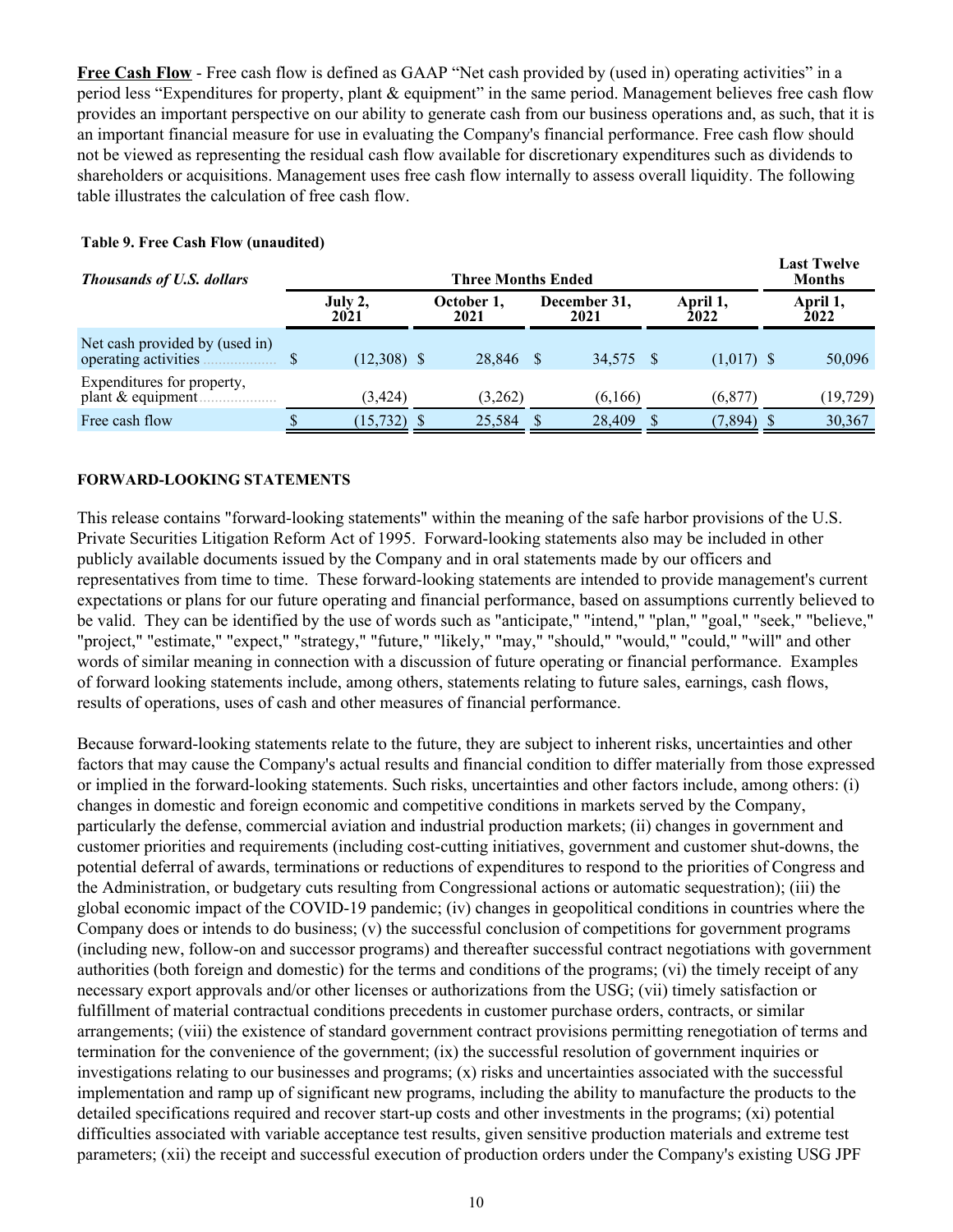**Free Cash Flow** - Free cash flow is defined as GAAP "Net cash provided by (used in) operating activities" in a period less "Expenditures for property, plant & equipment" in the same period. Management believes free cash flow provides an important perspective on our ability to generate cash from our business operations and, as such, that it is an important financial measure for use in evaluating the Company's financial performance. Free cash flow should not be viewed as representing the residual cash flow available for discretionary expenditures such as dividends to shareholders or acquisitions. Management uses free cash flow internally to assess overall liquidity. The following table illustrates the calculation of free cash flow.

**Table 9. Free Cash Flow (unaudited)**

| *Thousands of U.S. dollars* | Three Months Ended | | | | Last Twelve Months |
|---|---|---|---|---|---|
| | July 2, 2021 | October 1, 2021 | December 31, 2021 | April 1, 2022 | April 1, 2022 |
| Net cash provided by (used in) operating activities | $ (12,308) | $ 28,846 | $ 34,575 | $ (1,017) | $ 50,096 |
| Expenditures for property, plant & equipment | (3,424) | (3,262) | (6,166) | (6,877) | (19,729) |
| Free cash flow | $ (15,732) | $ 25,584 | $ 28,409 | $ (7,894) | $ 30,367 |

**FORWARD-LOOKING STATEMENTS**

This release contains "forward-looking statements" within the meaning of the safe harbor provisions of the U.S. Private Securities Litigation Reform Act of 1995. Forward-looking statements also may be included in other publicly available documents issued by the Company and in oral statements made by our officers and representatives from time to time. These forward-looking statements are intended to provide management's current expectations or plans for our future operating and financial performance, based on assumptions currently believed to be valid. They can be identified by the use of words such as "anticipate," "intend," "plan," "goal," "seek," "believe," "project," "estimate," "expect," "strategy," "future," "likely," "may," "should," "would," "could," "will" and other words of similar meaning in connection with a discussion of future operating or financial performance. Examples of forward looking statements include, among others, statements relating to future sales, earnings, cash flows, results of operations, uses of cash and other measures of financial performance.

Because forward-looking statements relate to the future, they are subject to inherent risks, uncertainties and other factors that may cause the Company's actual results and financial condition to differ materially from those expressed or implied in the forward-looking statements. Such risks, uncertainties and other factors include, among others: (i) changes in domestic and foreign economic and competitive conditions in markets served by the Company, particularly the defense, commercial aviation and industrial production markets; (ii) changes in government and customer priorities and requirements (including cost-cutting initiatives, government and customer shut-downs, the potential deferral of awards, terminations or reductions of expenditures to respond to the priorities of Congress and the Administration, or budgetary cuts resulting from Congressional actions or automatic sequestration); (iii) the global economic impact of the COVID-19 pandemic; (iv) changes in geopolitical conditions in countries where the Company does or intends to do business; (v) the successful conclusion of competitions for government programs (including new, follow-on and successor programs) and thereafter successful contract negotiations with government authorities (both foreign and domestic) for the terms and conditions of the programs; (vi) the timely receipt of any necessary export approvals and/or other licenses or authorizations from the USG; (vii) timely satisfaction or fulfillment of material contractual conditions precedents in customer purchase orders, contracts, or similar arrangements; (viii) the existence of standard government contract provisions permitting renegotiation of terms and termination for the convenience of the government; (ix) the successful resolution of government inquiries or investigations relating to our businesses and programs; (x) risks and uncertainties associated with the successful implementation and ramp up of significant new programs, including the ability to manufacture the products to the detailed specifications required and recover start-up costs and other investments in the programs; (xi) potential difficulties associated with variable acceptance test results, given sensitive production materials and extreme test parameters; (xii) the receipt and successful execution of production orders under the Company's existing USG JPF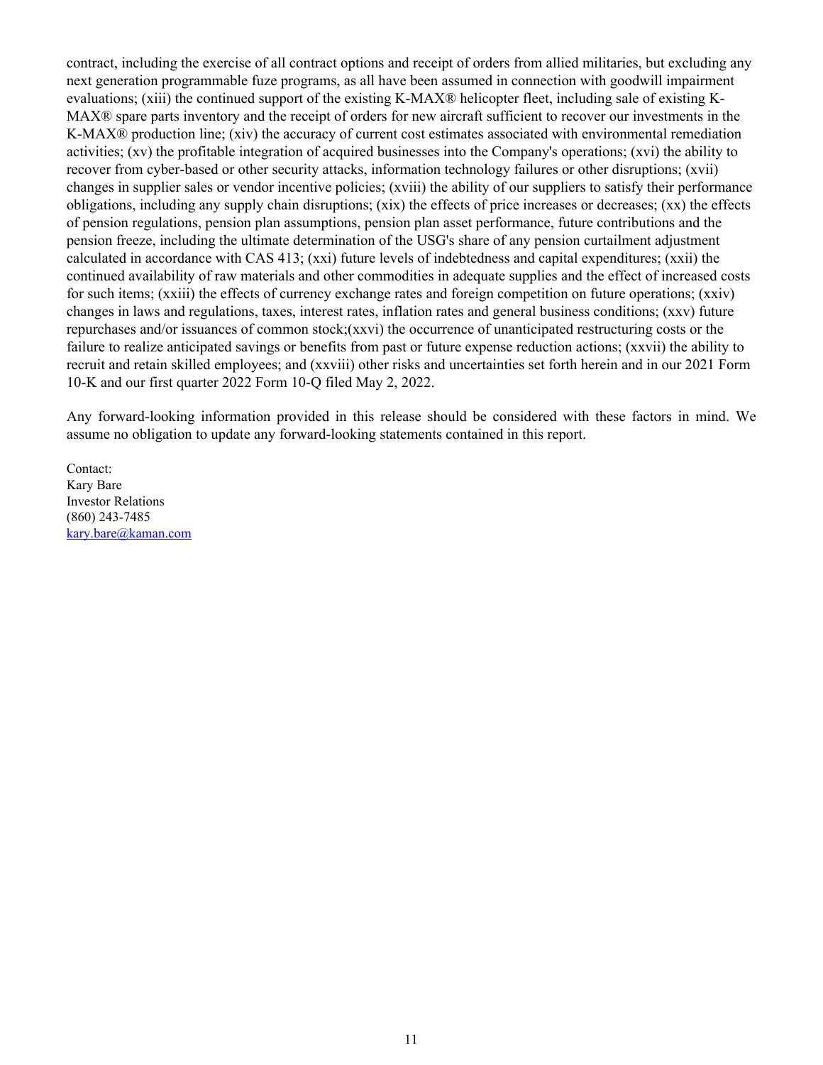contract, including the exercise of all contract options and receipt of orders from allied militaries, but excluding any next generation programmable fuze programs, as all have been assumed in connection with goodwill impairment evaluations; (xiii) the continued support of the existing K-MAX® helicopter fleet, including sale of existing K-MAX® spare parts inventory and the receipt of orders for new aircraft sufficient to recover our investments in the K-MAX® production line; (xiv) the accuracy of current cost estimates associated with environmental remediation activities; (xv) the profitable integration of acquired businesses into the Company's operations; (xvi) the ability to recover from cyber-based or other security attacks, information technology failures or other disruptions; (xvii) changes in supplier sales or vendor incentive policies; (xviii) the ability of our suppliers to satisfy their performance obligations, including any supply chain disruptions; (xix) the effects of price increases or decreases; (xx) the effects of pension regulations, pension plan assumptions, pension plan asset performance, future contributions and the pension freeze, including the ultimate determination of the USG's share of any pension curtailment adjustment calculated in accordance with CAS 413; (xxi) future levels of indebtedness and capital expenditures; (xxii) the continued availability of raw materials and other commodities in adequate supplies and the effect of increased costs for such items; (xxiii) the effects of currency exchange rates and foreign competition on future operations; (xxiv) changes in laws and regulations, taxes, interest rates, inflation rates and general business conditions; (xxv) future repurchases and/or issuances of common stock;(xxvi) the occurrence of unanticipated restructuring costs or the failure to realize anticipated savings or benefits from past or future expense reduction actions; (xxvii) the ability to recruit and retain skilled employees; and (xxviii) other risks and uncertainties set forth herein and in our 2021 Form 10-K and our first quarter 2022 Form 10-Q filed May 2, 2022.

Any forward-looking information provided in this release should be considered with these factors in mind. We assume no obligation to update any forward-looking statements contained in this report.

Contact:
Kary Bare
Investor Relations
(860) 243-7485
kary.bare@kaman.com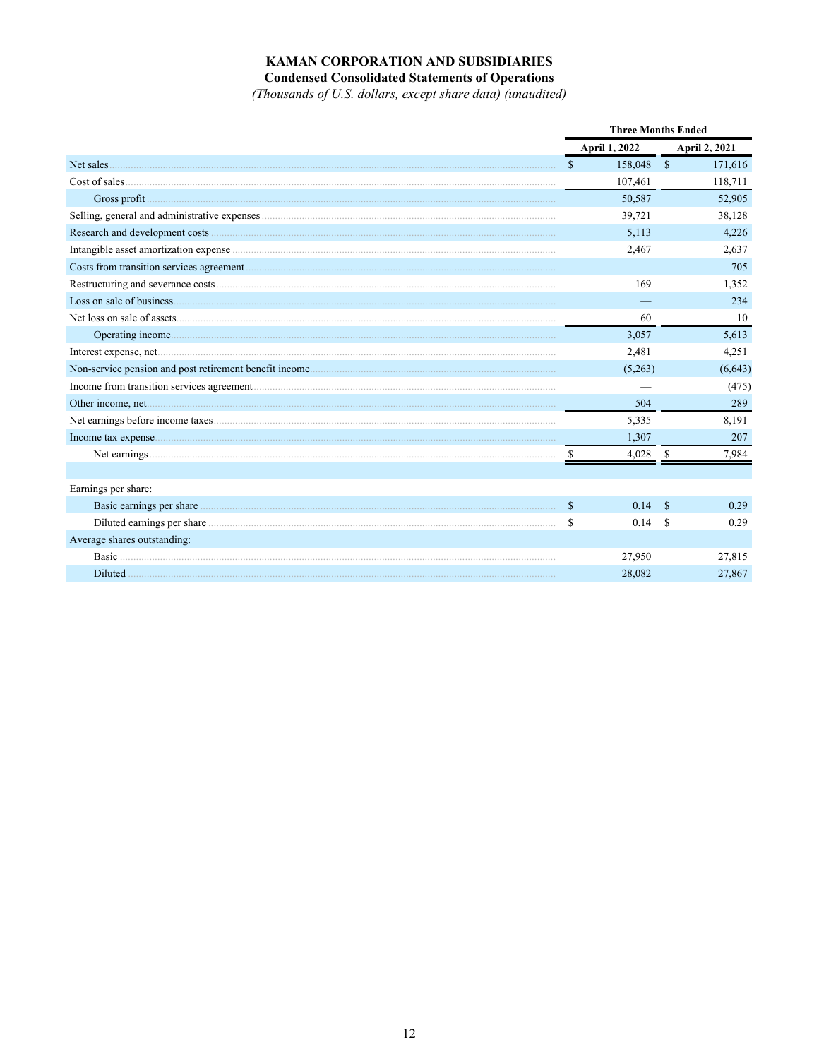**KAMAN CORPORATION AND SUBSIDIARIES**

**Condensed Consolidated Statements of Operations**

*(Thousands of U.S. dollars, except share data) (unaudited)*

| | Three Months Ended | |
|---|---|---|
| | **April 1, 2022** | **April 2, 2021** |
| Net sales | $ 158,048 | $ 171,616 |
| Cost of sales | 107,461 | 118,711 |
| Gross profit | 50,587 | 52,905 |
| Selling, general and administrative expenses | 39,721 | 38,128 |
| Research and development costs | 5,113 | 4,226 |
| Intangible asset amortization expense | 2,467 | 2,637 |
| Costs from transition services agreement | — | 705 |
| Restructuring and severance costs | 169 | 1,352 |
| Loss on sale of business | — | 234 |
| Net loss on sale of assets | 60 | 10 |
| Operating income | 3,057 | 5,613 |
| Interest expense, net | 2,481 | 4,251 |
| Non-service pension and post retirement benefit income | (5,263) | (6,643) |
| Income from transition services agreement | — | (475) |
| Other income, net | 504 | 289 |
| Net earnings before income taxes | 5,335 | 8,191 |
| Income tax expense | 1,307 | 207 |
| Net earnings | $ 4,028 | $ 7,984 |
| | | |
| Earnings per share: | | |
| Basic earnings per share | $ 0.14 | $ 0.29 |
| Diluted earnings per share | $ 0.14 | $ 0.29 |
| Average shares outstanding: | | |
| Basic | 27,950 | 27,815 |
| Diluted | 28,082 | 27,867 |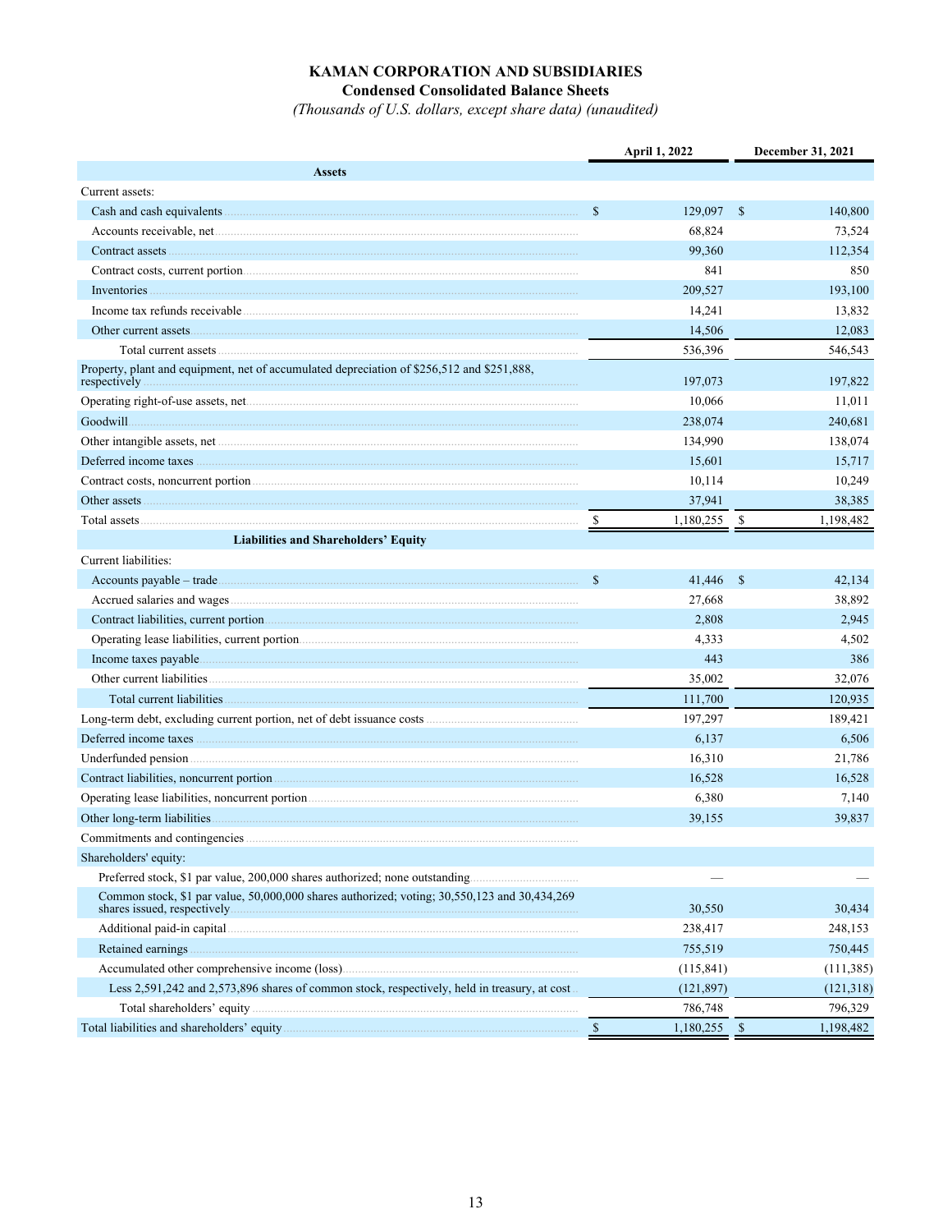**KAMAN CORPORATION AND SUBSIDIARIES**

**Condensed Consolidated Balance Sheets**

*(Thousands of U.S. dollars, except share data) (unaudited)*

| | April 1, 2022 | December 31, 2021 |
|---|---|---|
| **Assets** | | |
| Current assets: | | |
| Cash and cash equivalents | $ 129,097 | $ 140,800 |
| Accounts receivable, net | 68,824 | 73,524 |
| Contract assets | 99,360 | 112,354 |
| Contract costs, current portion | 841 | 850 |
| Inventories | 209,527 | 193,100 |
| Income tax refunds receivable | 14,241 | 13,832 |
| Other current assets | 14,506 | 12,083 |
| Total current assets | 536,396 | 546,543 |
| Property, plant and equipment, net of accumulated depreciation of $256,512 and $251,888, respectively | 197,073 | 197,822 |
| Operating right-of-use assets, net | 10,066 | 11,011 |
| Goodwill | 238,074 | 240,681 |
| Other intangible assets, net | 134,990 | 138,074 |
| Deferred income taxes | 15,601 | 15,717 |
| Contract costs, noncurrent portion | 10,114 | 10,249 |
| Other assets | 37,941 | 38,385 |
| Total assets | $ 1,180,255 | $ 1,198,482 |
| **Liabilities and Shareholders' Equity** | | |
| Current liabilities: | | |
| Accounts payable – trade | $ 41,446 | $ 42,134 |
| Accrued salaries and wages | 27,668 | 38,892 |
| Contract liabilities, current portion | 2,808 | 2,945 |
| Operating lease liabilities, current portion | 4,333 | 4,502 |
| Income taxes payable | 443 | 386 |
| Other current liabilities | 35,002 | 32,076 |
| Total current liabilities | 111,700 | 120,935 |
| Long-term debt, excluding current portion, net of debt issuance costs | 197,297 | 189,421 |
| Deferred income taxes | 6,137 | 6,506 |
| Underfunded pension | 16,310 | 21,786 |
| Contract liabilities, noncurrent portion | 16,528 | 16,528 |
| Operating lease liabilities, noncurrent portion | 6,380 | 7,140 |
| Other long-term liabilities | 39,155 | 39,837 |
| Commitments and contingencies | | |
| Shareholders' equity: | | |
| Preferred stock, $1 par value, 200,000 shares authorized; none outstanding | — | — |
| Common stock, $1 par value, 50,000,000 shares authorized; voting; 30,550,123 and 30,434,269 shares issued, respectively | 30,550 | 30,434 |
| Additional paid-in capital | 238,417 | 248,153 |
| Retained earnings | 755,519 | 750,445 |
| Accumulated other comprehensive income (loss) | (115,841) | (111,385) |
| Less 2,591,242 and 2,573,896 shares of common stock, respectively, held in treasury, at cost | (121,897) | (121,318) |
| Total shareholders' equity | 786,748 | 796,329 |
| Total liabilities and shareholders' equity | $ 1,180,255 | $ 1,198,482 |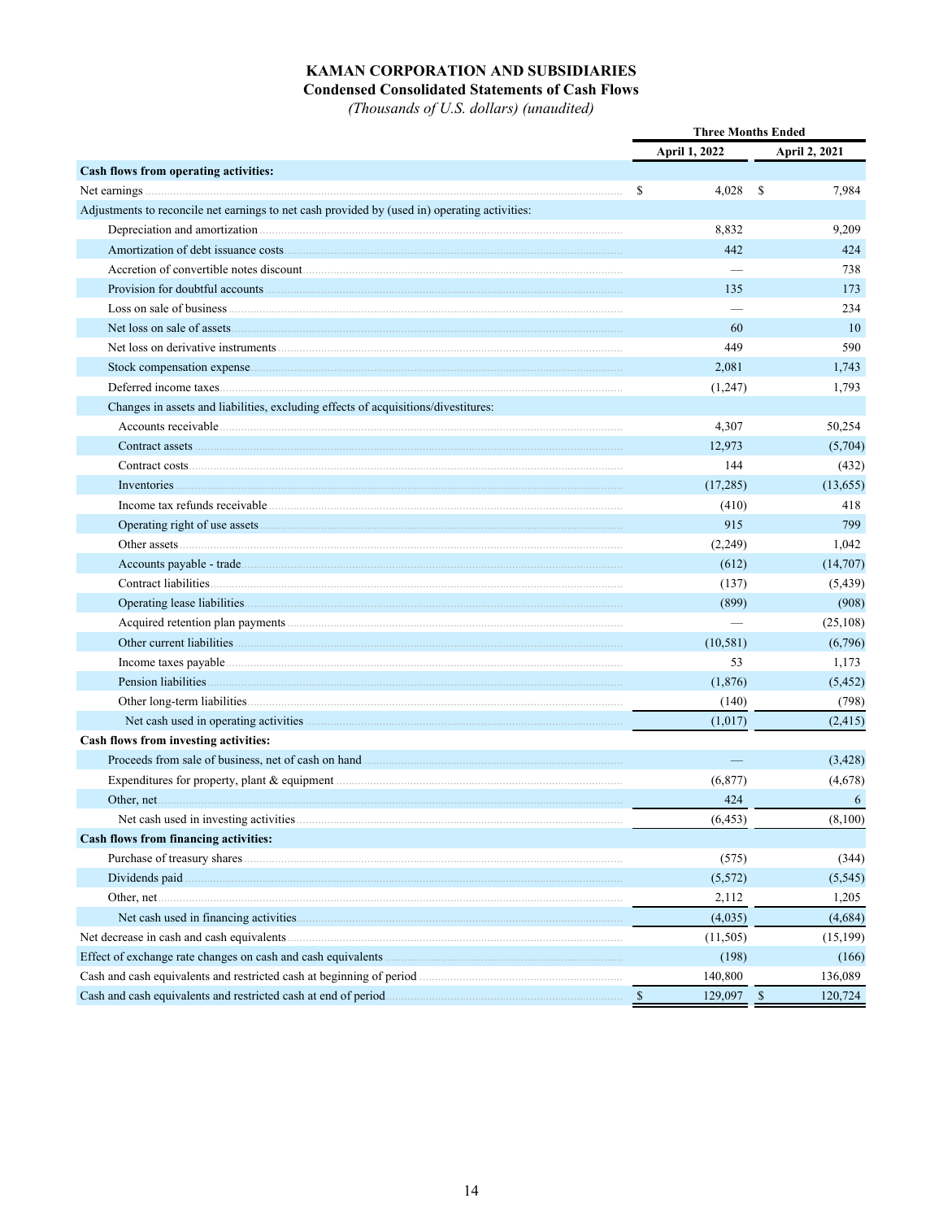# KAMAN CORPORATION AND SUBSIDIARIES

## Condensed Consolidated Statements of Cash Flows

*(Thousands of U.S. dollars) (unaudited)*

| | Three Months Ended | |
|---|---|---|
| | April 1, 2022 | April 2, 2021 |
| **Cash flows from operating activities:** | | |
| Net earnings | $ 4,028 | $ 7,984 |
| Adjustments to reconcile net earnings to net cash provided by (used in) operating activities: | | |
| Depreciation and amortization | 8,832 | 9,209 |
| Amortization of debt issuance costs | 442 | 424 |
| Accretion of convertible notes discount | — | 738 |
| Provision for doubtful accounts | 135 | 173 |
| Loss on sale of business | — | 234 |
| Net loss on sale of assets | 60 | 10 |
| Net loss on derivative instruments | 449 | 590 |
| Stock compensation expense | 2,081 | 1,743 |
| Deferred income taxes | (1,247) | 1,793 |
| Changes in assets and liabilities, excluding effects of acquisitions/divestitures: | | |
| Accounts receivable | 4,307 | 50,254 |
| Contract assets | 12,973 | (5,704) |
| Contract costs | 144 | (432) |
| Inventories | (17,285) | (13,655) |
| Income tax refunds receivable | (410) | 418 |
| Operating right of use assets | 915 | 799 |
| Other assets | (2,249) | 1,042 |
| Accounts payable - trade | (612) | (14,707) |
| Contract liabilities | (137) | (5,439) |
| Operating lease liabilities | (899) | (908) |
| Acquired retention plan payments | — | (25,108) |
| Other current liabilities | (10,581) | (6,796) |
| Income taxes payable | 53 | 1,173 |
| Pension liabilities | (1,876) | (5,452) |
| Other long-term liabilities | (140) | (798) |
| Net cash used in operating activities | (1,017) | (2,415) |
| **Cash flows from investing activities:** | | |
| Proceeds from sale of business, net of cash on hand | — | (3,428) |
| Expenditures for property, plant & equipment | (6,877) | (4,678) |
| Other, net | 424 | 6 |
| Net cash used in investing activities | (6,453) | (8,100) |
| **Cash flows from financing activities:** | | |
| Purchase of treasury shares | (575) | (344) |
| Dividends paid | (5,572) | (5,545) |
| Other, net | 2,112 | 1,205 |
| Net cash used in financing activities | (4,035) | (4,684) |
| Net decrease in cash and cash equivalents | (11,505) | (15,199) |
| Effect of exchange rate changes on cash and cash equivalents | (198) | (166) |
| Cash and cash equivalents and restricted cash at beginning of period | 140,800 | 136,089 |
| Cash and cash equivalents and restricted cash at end of period | $ 129,097 | $ 120,724 |